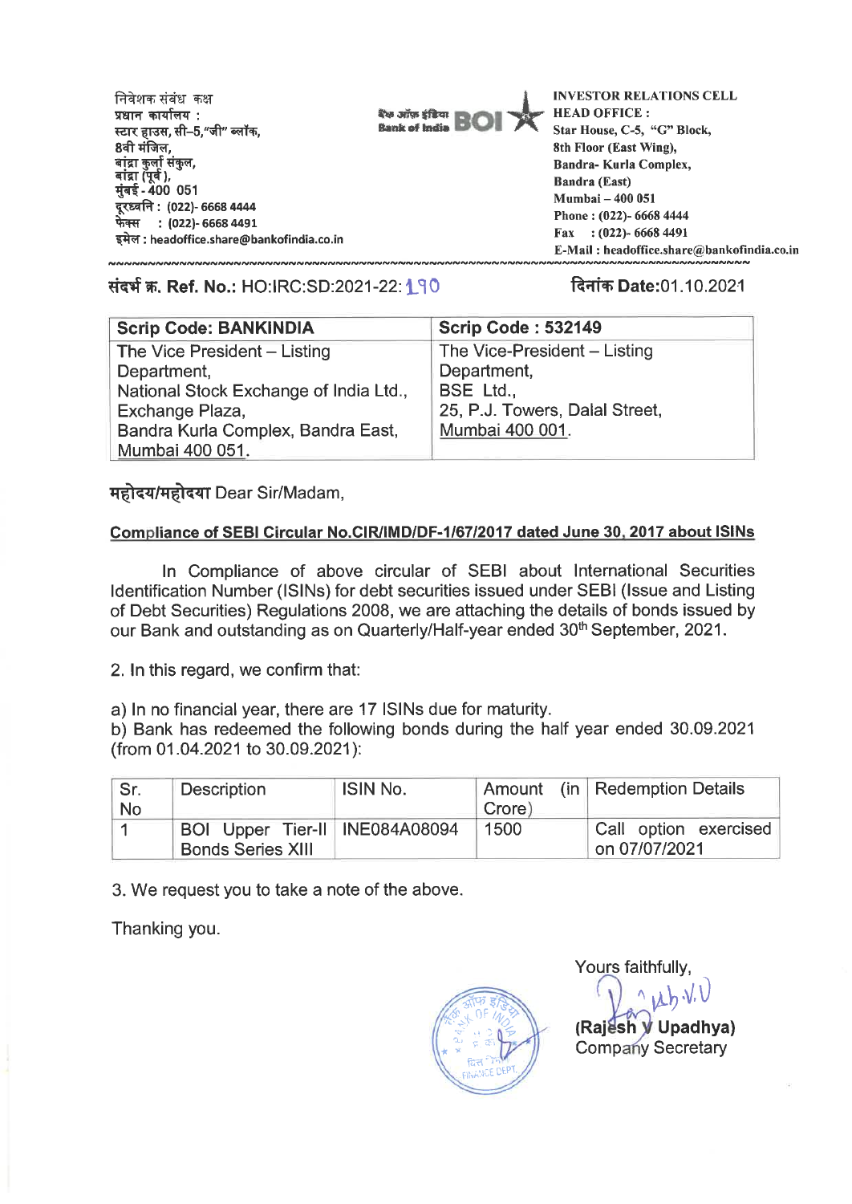निवेशक संबंध कक्ष
प्रधान कार्यालय :
स्टार हाउस, सी–5,"जी" ब्लॉक,
8वी मंजिल,
बांद्रा कुर्ला संकुल,
बांद्रा (पूर्व),
मुंबई - 400 051
दूरध्वनि : (022)- 6668 4444
फेक्स : (022)- 6668 4491
इमेल : headoffice.share@bankofindia.co.in

बैंक ऑफ इंडिया Bank of India BOI

INVESTOR RELATIONS CELL
HEAD OFFICE :
Star House, C-5, "G" Block,
8th Floor (East Wing),
Bandra- Kurla Complex,
Bandra (East)
Mumbai – 400 051
Phone : (022)- 6668 4444
Fax : (022)- 6668 4491
E-Mail : headoffice.share@bankofindia.co.in

संदर्भ क्र. **Ref. No.:** HO:IRC:SD:2021-22: 190

दिनांक **Date:**01.10.2021

| Scrip Code: BANKINDIA | Scrip Code : 532149 |
|---|---|
| The Vice President – Listing Department, National Stock Exchange of India Ltd., Exchange Plaza, Bandra Kurla Complex, Bandra East, Mumbai 400 051. | The Vice-President – Listing Department, BSE Ltd., 25, P.J. Towers, Dalal Street, Mumbai 400 001. |

महोदय/महोदया Dear Sir/Madam,

**Compliance of SEBI Circular No.CIR/IMD/DF-1/67/2017 dated June 30, 2017 about ISINs**

In Compliance of above circular of SEBI about International Securities Identification Number (ISINs) for debt securities issued under SEBI (Issue and Listing of Debt Securities) Regulations 2008, we are attaching the details of bonds issued by our Bank and outstanding as on Quarterly/Half-year ended 30th September, 2021.

2. In this regard, we confirm that:

a) In no financial year, there are 17 ISINs due for maturity.

b) Bank has redeemed the following bonds during the half year ended 30.09.2021 (from 01.04.2021 to 30.09.2021):

| Sr. No | Description | ISIN No. | Amount (in Crore) | Redemption Details |
|---|---|---|---|---|
| 1 | BOI Upper Tier-II Bonds Series XIII | INE084A08094 | 1500 | Call option exercised on 07/07/2021 |

3. We request you to take a note of the above.

Thanking you.

Yours faithfully,

(Rajesh V Upadhya)
Company Secretary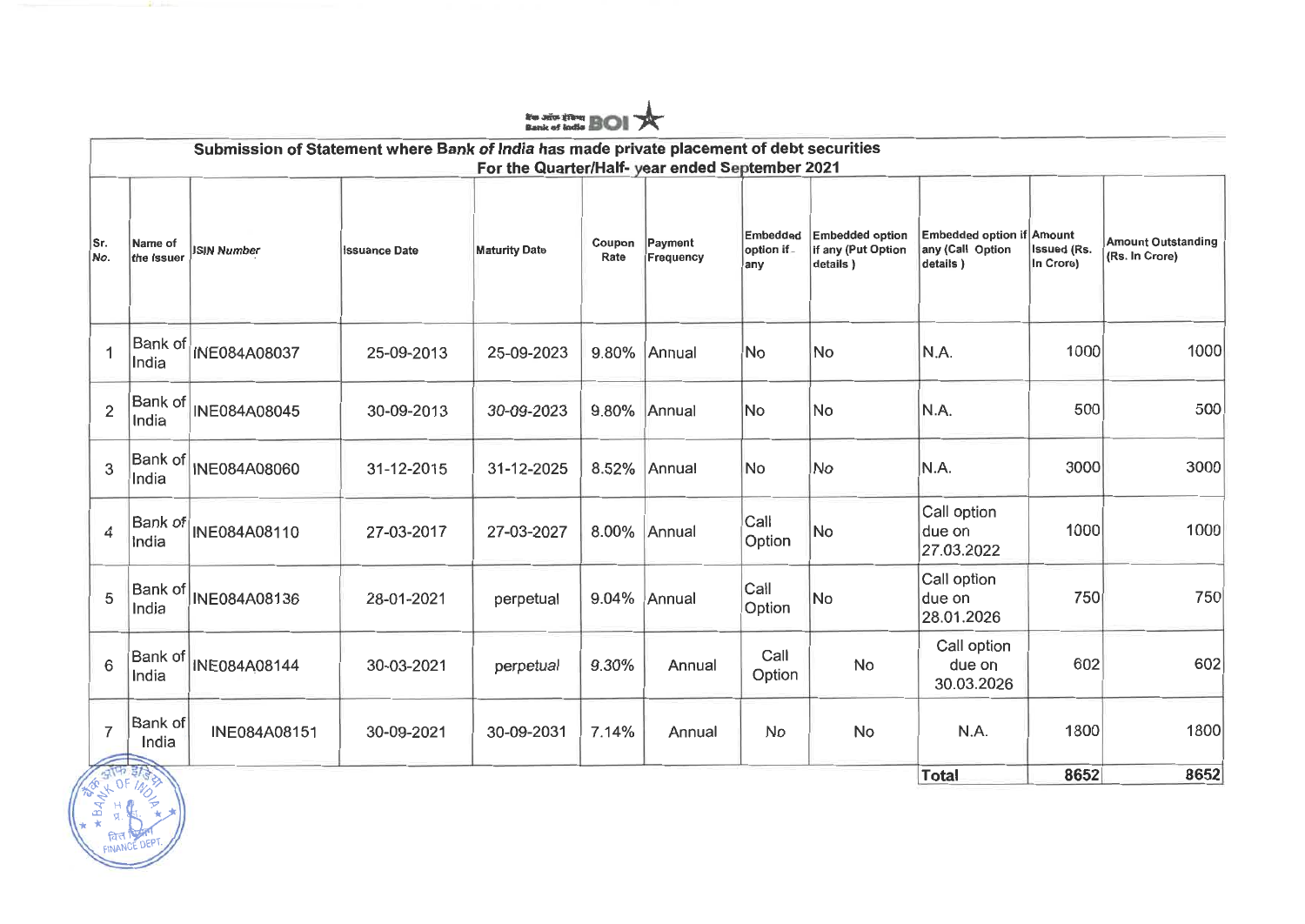## Submission of Statement where Bank of India has made private placement of debt securities

### For the Quarter/Half- year ended September 2021

| Sr. No. | Name of the Issuer | ISIN Number | Issuance Date | Maturity Date | Coupon Rate | Payment Frequency | Embedded option if any | Embedded option if any (Put Option details ) | Embedded option if any (Call Option details ) | Amount Issued (Rs. In Crore) | Amount Outstanding (Rs. In Crore) |
|---|---|---|---|---|---|---|---|---|---|---|---|
| 1 | Bank of India | INE084A08037 | 25-09-2013 | 25-09-2023 | 9.80% | Annual | No | No | N.A. | 1000 | 1000 |
| 2 | Bank of India | INE084A08045 | 30-09-2013 | 30-09-2023 | 9.80% | Annual | No | No | N.A. | 500 | 500 |
| 3 | Bank of India | INE084A08060 | 31-12-2015 | 31-12-2025 | 8.52% | Annual | No | No | N.A. | 3000 | 3000 |
| 4 | Bank of India | INE084A08110 | 27-03-2017 | 27-03-2027 | 8.00% | Annual | Call Option | No | Call option due on 27.03.2022 | 1000 | 1000 |
| 5 | Bank of India | INE084A08136 | 28-01-2021 | perpetual | 9.04% | Annual | Call Option | No | Call option due on 28.01.2026 | 750 | 750 |
| 6 | Bank of India | INE084A08144 | 30-03-2021 | perpetual | 9.30% | Annual | Call Option | No | Call option due on 30.03.2026 | 602 | 602 |
| 7 | Bank of India | INE084A08151 | 30-09-2021 | 30-09-2031 | 7.14% | Annual | No | No | N.A. | 1800 | 1800 |
| | | | | | | | | | **Total** | **8652** | **8652** |